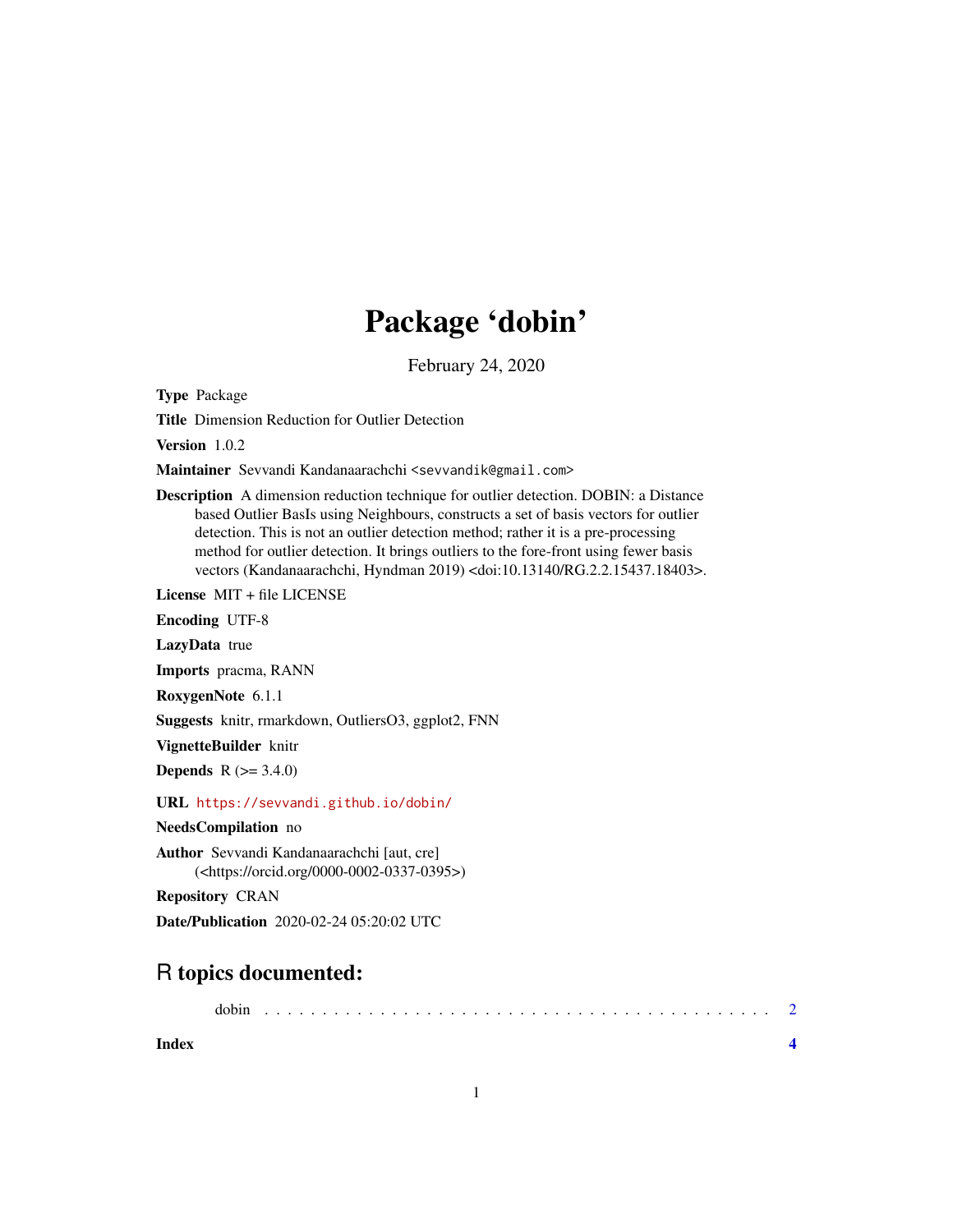# Package 'dobin'

February 24, 2020

**Type** Package

**Title** Dimension Reduction for Outlier Detection

**Version** 1.0.2

**Maintainer** Sevvandi Kandanaarachchi <sevvandik@gmail.com>

**Description** A dimension reduction technique for outlier detection. DOBIN: a Distance based Outlier BasIs using Neighbours, constructs a set of basis vectors for outlier detection. This is not an outlier detection method; rather it is a pre-processing method for outlier detection. It brings outliers to the fore-front using fewer basis vectors (Kandanaarachchi, Hyndman 2019) <doi:10.13140/RG.2.2.15437.18403>.

**License** MIT + file LICENSE

**Encoding** UTF-8

**LazyData** true

**Imports** pracma, RANN

**RoxygenNote** 6.1.1

**Suggests** knitr, rmarkdown, OutliersO3, ggplot2, FNN

**VignetteBuilder** knitr

**Depends** R (>= 3.4.0)

**URL** https://sevvandi.github.io/dobin/

**NeedsCompilation** no

**Author** Sevvandi Kandanaarachchi [aut, cre] (<https://orcid.org/0000-0002-0337-0395>)

**Repository** CRAN

**Date/Publication** 2020-02-24 05:20:02 UTC

## R topics documented:

dobin . . . . . . . . . . . . . . . . . . . . . . . . . . . . . . . . . . . . . . . . . . . . 2

**Index** **4**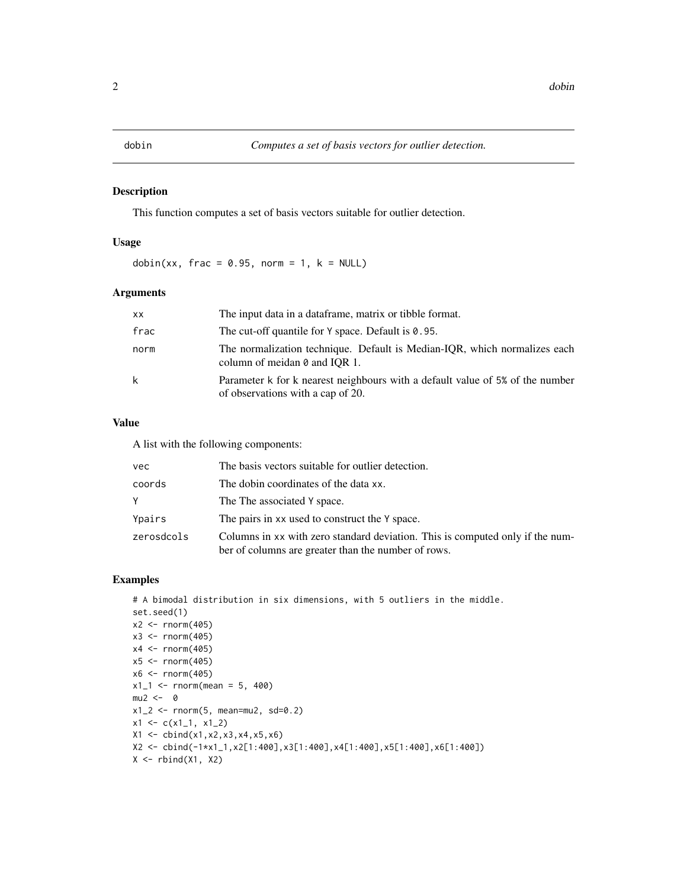# dobin — *Computes a set of basis vectors for outlier detection.*

## Description

This function computes a set of basis vectors suitable for outlier detection.

## Usage

```
dobin(xx, frac = 0.95, norm = 1, k = NULL)
```

## Arguments

| | |
|---|---|
| xx | The input data in a dataframe, matrix or tibble format. |
| frac | The cut-off quantile for Y space. Default is 0.95. |
| norm | The normalization technique. Default is Median-IQR, which normalizes each column of meidan 0 and IQR 1. |
| k | Parameter k for k nearest neighbours with a default value of 5% of the number of observations with a cap of 20. |

## Value

A list with the following components:

| | |
|---|---|
| vec | The basis vectors suitable for outlier detection. |
| coords | The dobin coordinates of the data xx. |
| Y | The The associated Y space. |
| Ypairs | The pairs in xx used to construct the Y space. |
| zerosdcols | Columns in xx with zero standard deviation. This is computed only if the number of columns are greater than the number of rows. |

## Examples

```
# A bimodal distribution in six dimensions, with 5 outliers in the middle.
set.seed(1)
x2 <- rnorm(405)
x3 <- rnorm(405)
x4 <- rnorm(405)
x5 <- rnorm(405)
x6 <- rnorm(405)
x1_1 <- rnorm(mean = 5, 400)
mu2 <-  0
x1_2 <- rnorm(5, mean=mu2, sd=0.2)
x1 <- c(x1_1, x1_2)
X1 <- cbind(x1,x2,x3,x4,x5,x6)
X2 <- cbind(-1*x1_1,x2[1:400],x3[1:400],x4[1:400],x5[1:400],x6[1:400])
X <- rbind(X1, X2)
```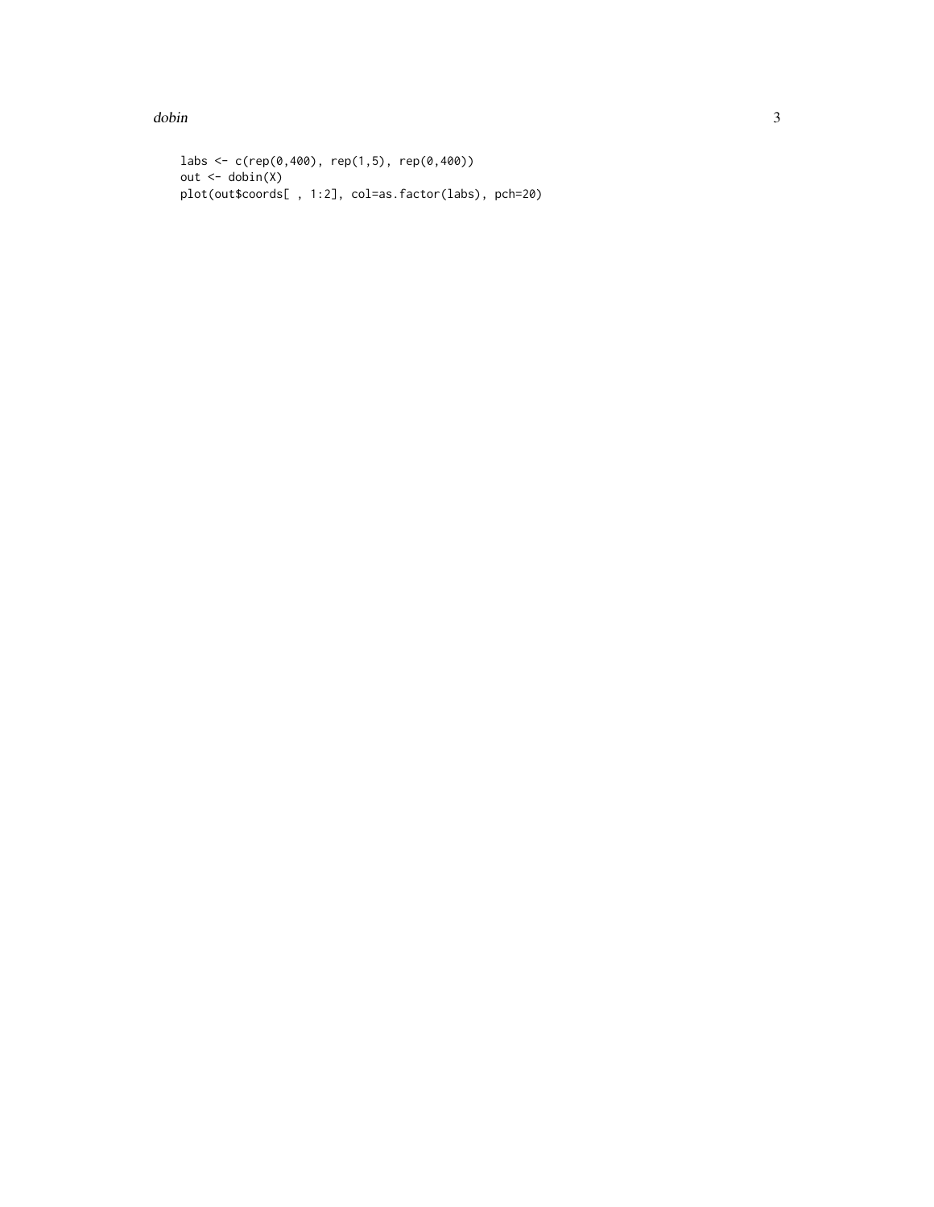```
labs <- c(rep(0,400), rep(1,5), rep(0,400))
out <- dobin(X)
plot(out$coords[ , 1:2], col=as.factor(labs), pch=20)
```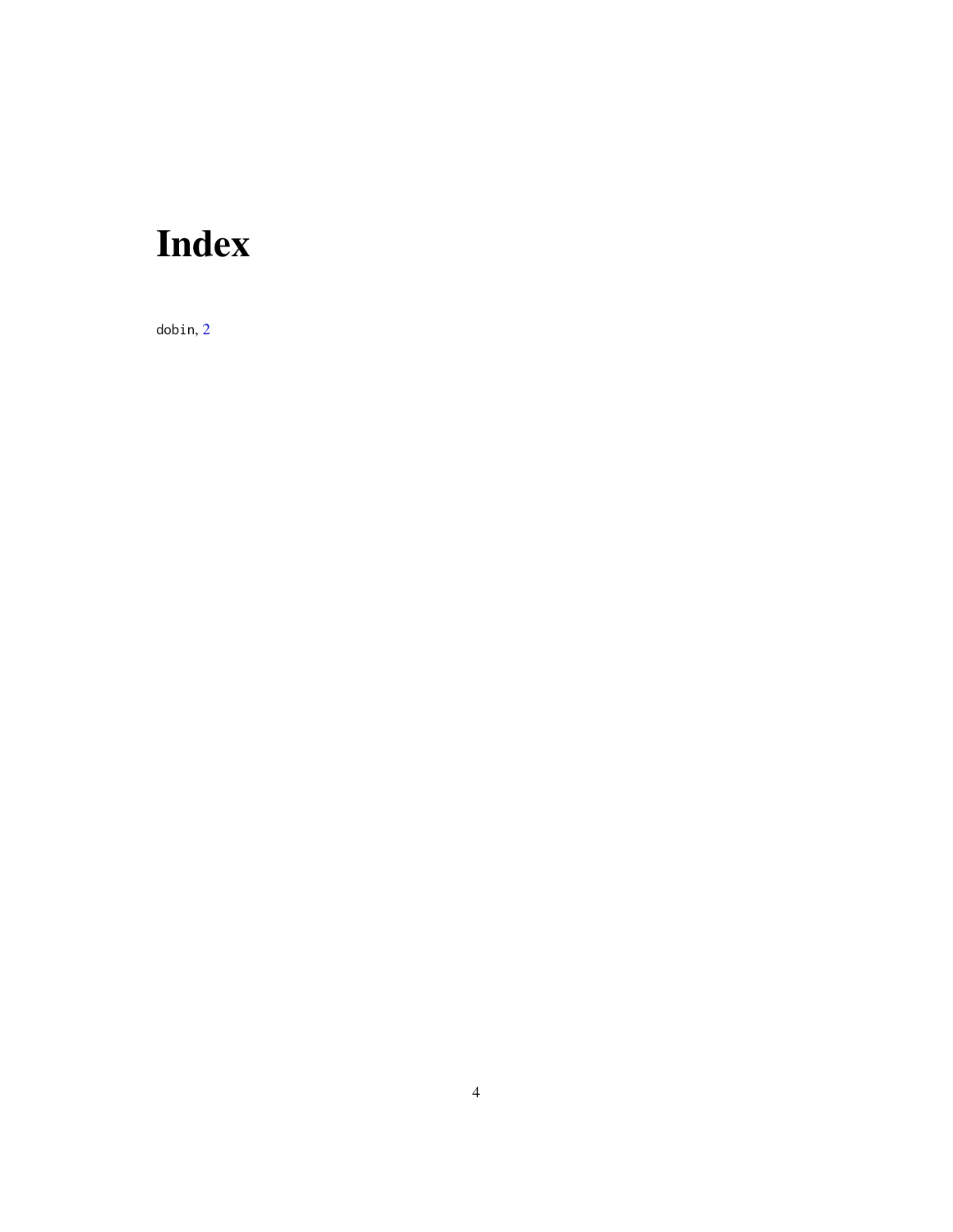# Index

`dobin`, 2